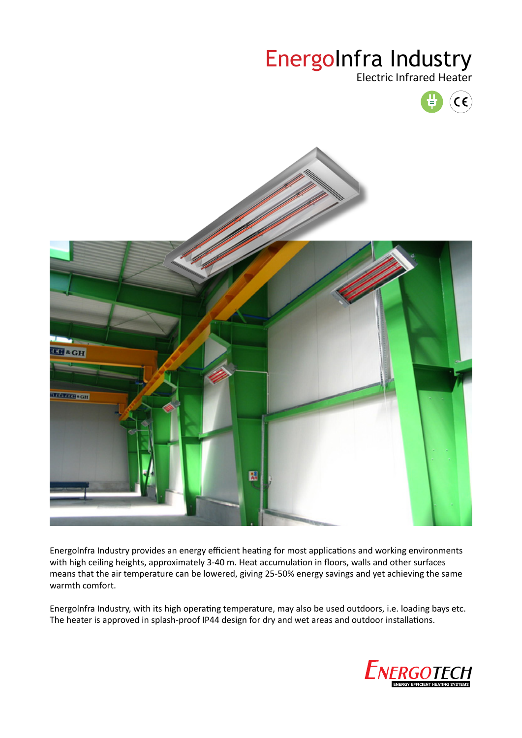# EnergoInfra Industry

Electric Infrared Heater

Energolnfra Industry provides an energy efficient heating for most applications and working environments with high ceiling heights, approximately 3-40 m. Heat accumulation in floors, walls and other surfaces means that the air temperature can be lowered, giving 25-50% energy savings and yet achieving the same warmth comfort.

Energolnfra Industry, with its high operating temperature, may also be used outdoors, i.e. loading bays etc. The heater is approved in splash-proof IP44 design for dry and wet areas and outdoor installations.

ENERGOTECH
ENERGY EFFICIENT HEATING SYSTEMS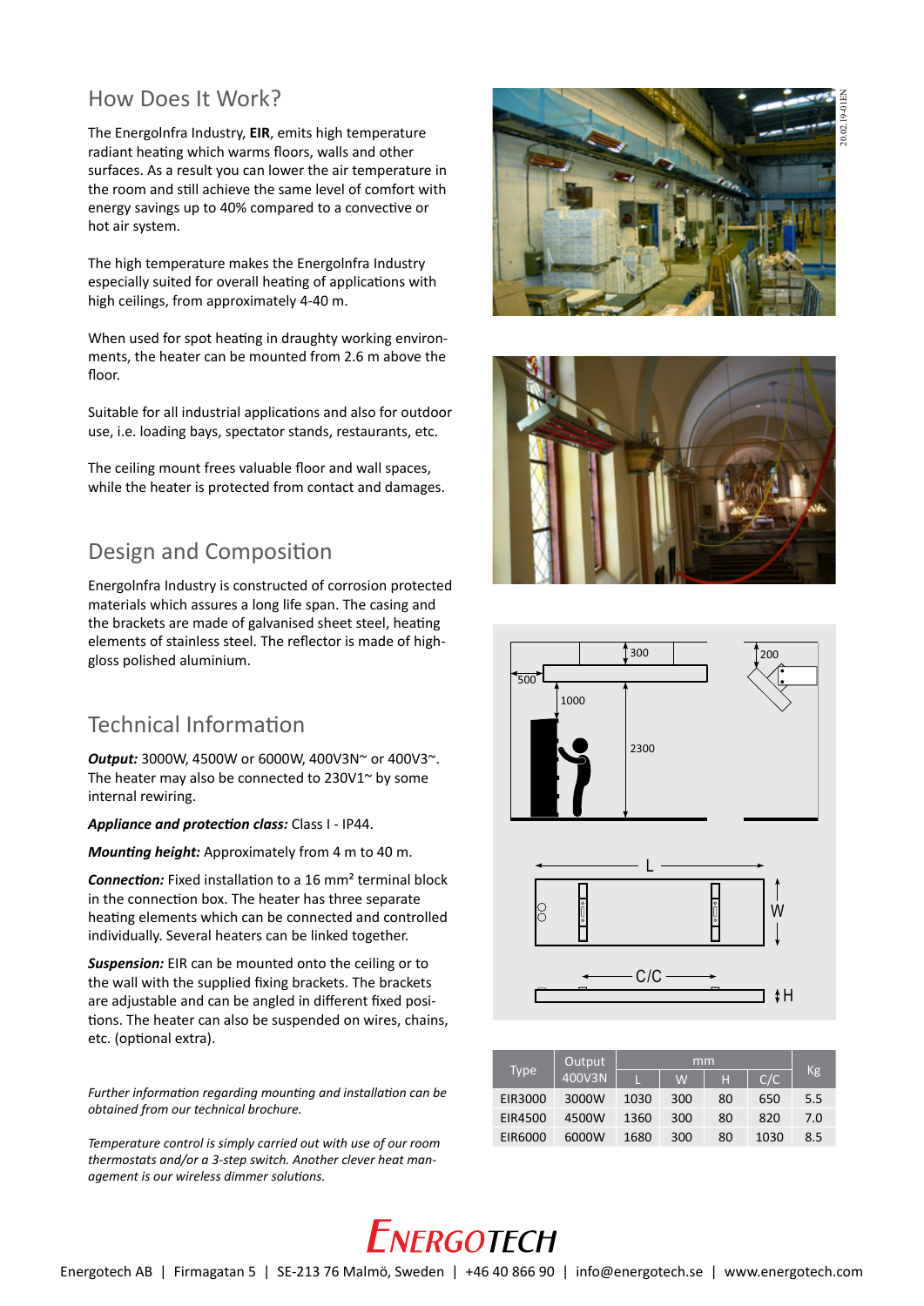## How Does It Work?

The EnergoInfra Industry, **EIR**, emits high temperature radiant heating which warms floors, walls and other surfaces. As a result you can lower the air temperature in the room and still achieve the same level of comfort with energy savings up to 40% compared to a convective or hot air system.

The high temperature makes the EnergoInfra Industry especially suited for overall heating of applications with high ceilings, from approximately 4-40 m.

When used for spot heating in draughty working environments, the heater can be mounted from 2.6 m above the floor.

Suitable for all industrial applications and also for outdoor use, i.e. loading bays, spectator stands, restaurants, etc.

The ceiling mount frees valuable floor and wall spaces, while the heater is protected from contact and damages.

## Design and Composition

EnergoInfra Industry is constructed of corrosion protected materials which assures a long life span. The casing and the brackets are made of galvanised sheet steel, heating elements of stainless steel. The reflector is made of high-gloss polished aluminium.

## Technical Information

***Output:*** 3000W, 4500W or 6000W, 400V3N~ or 400V3~. The heater may also be connected to 230V1~ by some internal rewiring.

***Appliance and protection class:*** Class I - IP44.

***Mounting height:*** Approximately from 4 m to 40 m.

***Connection:*** Fixed installation to a 16 mm² terminal block in the connection box. The heater has three separate heating elements which can be connected and controlled individually. Several heaters can be linked together.

***Suspension:*** EIR can be mounted onto the ceiling or to the wall with the supplied fixing brackets. The brackets are adjustable and can be angled in different fixed positions. The heater can also be suspended on wires, chains, etc. (optional extra).

*Further information regarding mounting and installation can be obtained from our technical brochure.*

*Temperature control is simply carried out with use of our room thermostats and/or a 3-step switch. Another clever heat management is our wireless dimmer solutions.*

300
500
1000
2300
200
L
W
C/C
H

| Type | Output 400V3N | mm | | | | Kg |
|---|---|---|---|---|---|---|
| | | L | W | H | C/C | |
| EIR3000 | 3000W | 1030 | 300 | 80 | 650 | 5.5 |
| EIR4500 | 4500W | 1360 | 300 | 80 | 820 | 7.0 |
| EIR6000 | 6000W | 1680 | 300 | 80 | 1030 | 8.5 |

ENERGOTECH

Energotech AB | Firmagatan 5 | SE-213 76 Malmö, Sweden | +46 40 866 90 | info@energotech.se | www.energotech.com